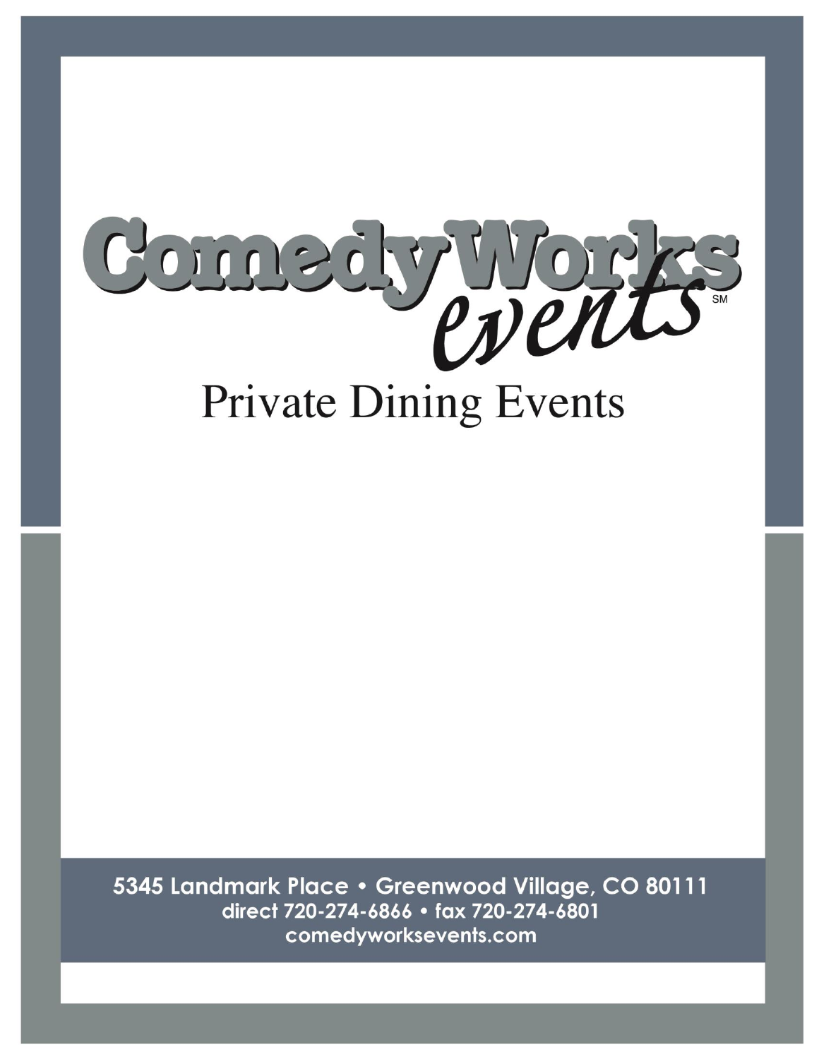# ComedyWorks events℠

## Private Dining Events

**5345 Landmark Place • Greenwood Village, CO 80111**

**direct 720-274-6866 • fax 720-274-6801**

**comedyworksevents.com**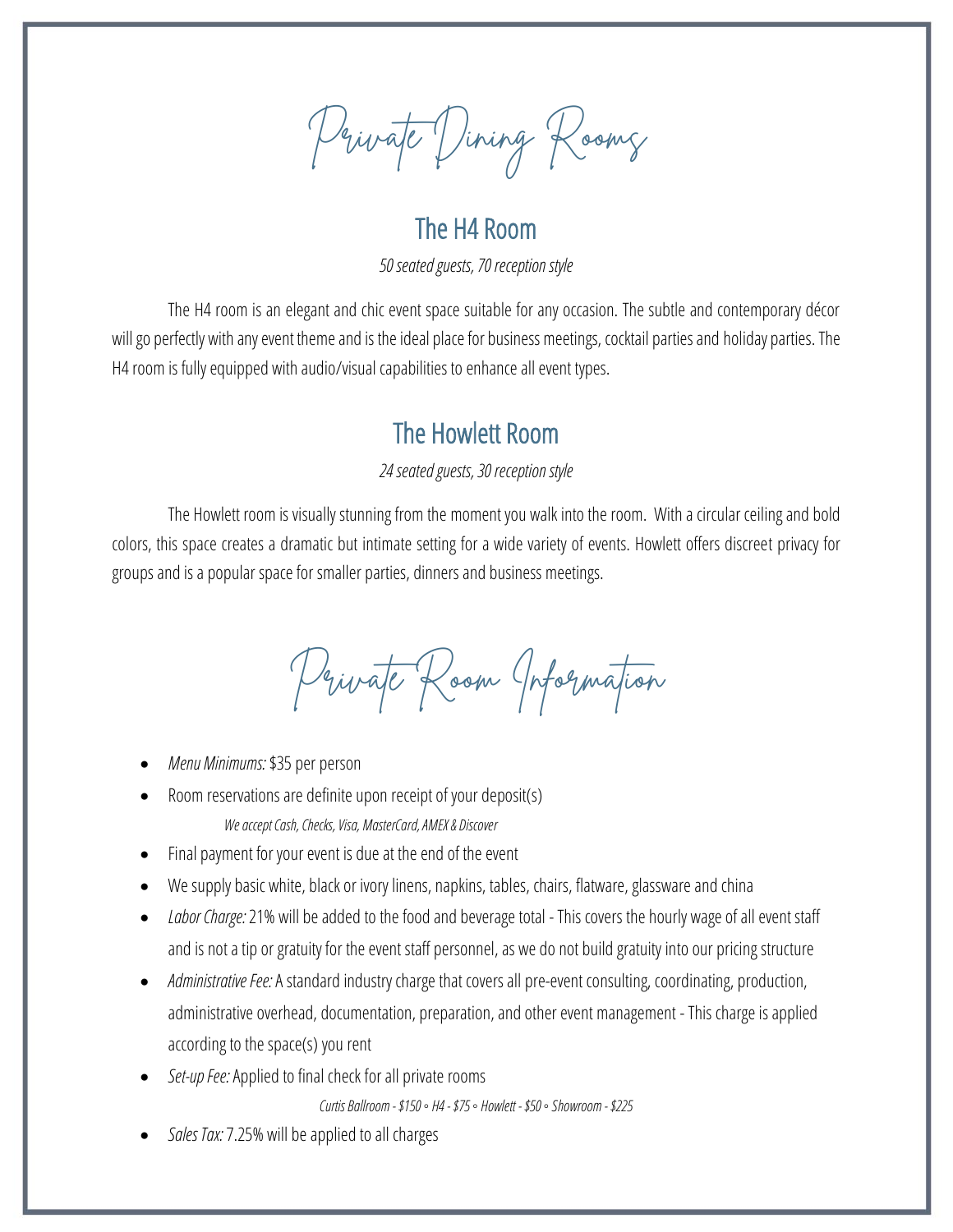# Private Dining Rooms

## The H4 Room

*50 seated guests, 70 reception style*

The H4 room is an elegant and chic event space suitable for any occasion. The subtle and contemporary décor will go perfectly with any event theme and is the ideal place for business meetings, cocktail parties and holiday parties. The H4 room is fully equipped with audio/visual capabilities to enhance all event types.

## The Howlett Room

*24 seated guests, 30 reception style*

The Howlett room is visually stunning from the moment you walk into the room. With a circular ceiling and bold colors, this space creates a dramatic but intimate setting for a wide variety of events. Howlett offers discreet privacy for groups and is a popular space for smaller parties, dinners and business meetings.

# Private Room Information

- *Menu Minimums:* $35 per person
- Room reservations are definite upon receipt of your deposit(s)

  *We accept Cash, Checks, Visa, MasterCard, AMEX & Discover*
- Final payment for your event is due at the end of the event
- We supply basic white, black or ivory linens, napkins, tables, chairs, flatware, glassware and china
- *Labor Charge:* 21% will be added to the food and beverage total - This covers the hourly wage of all event staff and is not a tip or gratuity for the event staff personnel, as we do not build gratuity into our pricing structure
- *Administrative Fee:* A standard industry charge that covers all pre-event consulting, coordinating, production, administrative overhead, documentation, preparation, and other event management - This charge is applied according to the space(s) you rent
- *Set-up Fee:* Applied to final check for all private rooms

  *Curtis Ballroom - $150 ◦ H4 - $75 ◦ Howlett - $50 ◦ Showroom - $225*
- *Sales Tax:* 7.25% will be applied to all charges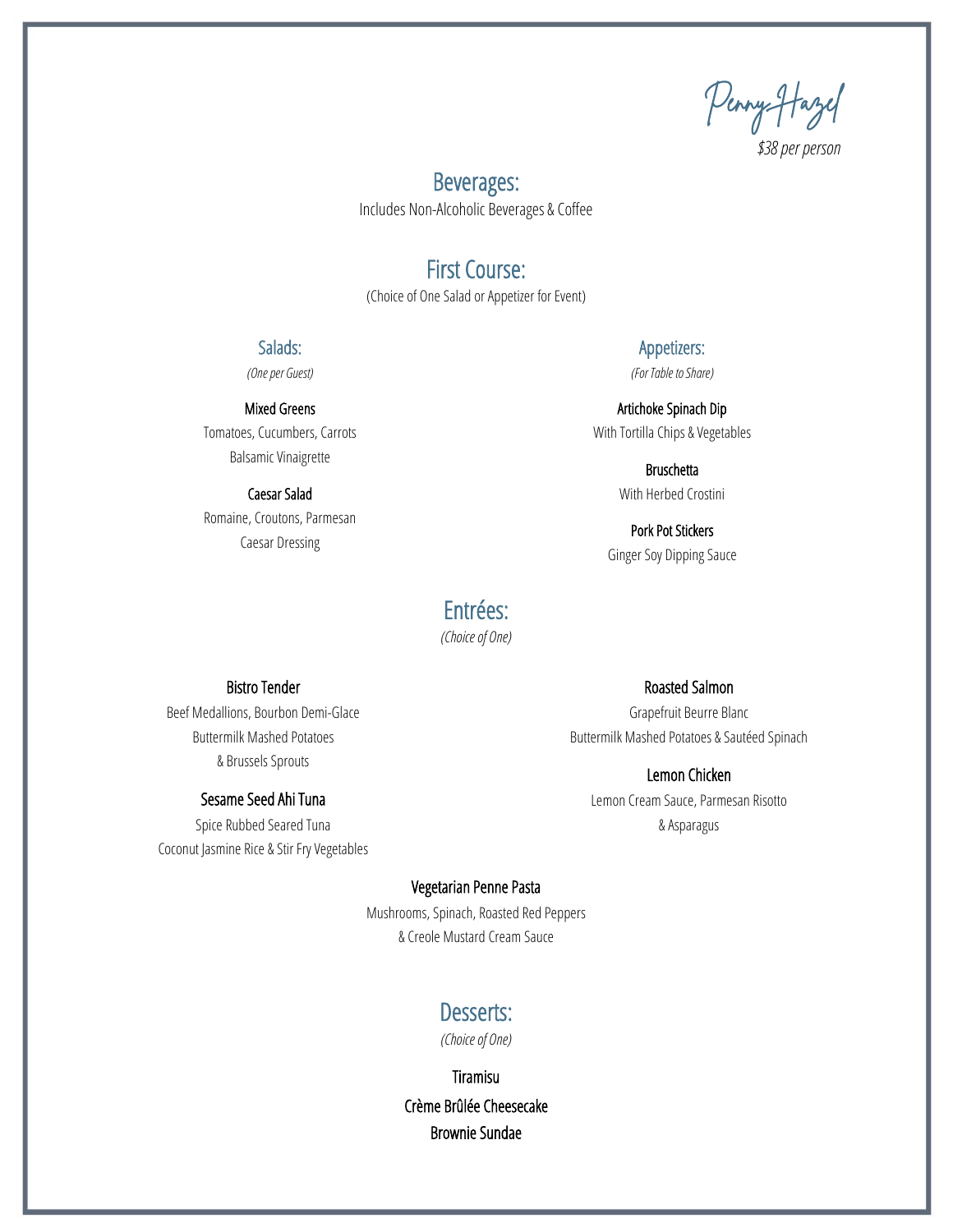# Penny Hazel

*$38 per person*

## Beverages:

Includes Non-Alcoholic Beverages & Coffee

## First Course:

(Choice of One Salad or Appetizer for Event)

### Salads:

*(One per Guest)*

**Mixed Greens**
Tomatoes, Cucumbers, Carrots
Balsamic Vinaigrette

**Caesar Salad**
Romaine, Croutons, Parmesan
Caesar Dressing

### Appetizers:

*(For Table to Share)*

**Artichoke Spinach Dip**
With Tortilla Chips & Vegetables

**Bruschetta**
With Herbed Crostini

**Pork Pot Stickers**
Ginger Soy Dipping Sauce

## Entrées:

*(Choice of One)*

**Bistro Tender**
Beef Medallions, Bourbon Demi-Glace
Buttermilk Mashed Potatoes
& Brussels Sprouts

**Sesame Seed Ahi Tuna**
Spice Rubbed Seared Tuna
Coconut Jasmine Rice & Stir Fry Vegetables

**Roasted Salmon**
Grapefruit Beurre Blanc
Buttermilk Mashed Potatoes & Sautéed Spinach

**Lemon Chicken**
Lemon Cream Sauce, Parmesan Risotto
& Asparagus

**Vegetarian Penne Pasta**
Mushrooms, Spinach, Roasted Red Peppers
& Creole Mustard Cream Sauce

## Desserts:

*(Choice of One)*

**Tiramisu**

**Crème Brûlée Cheesecake**

**Brownie Sundae**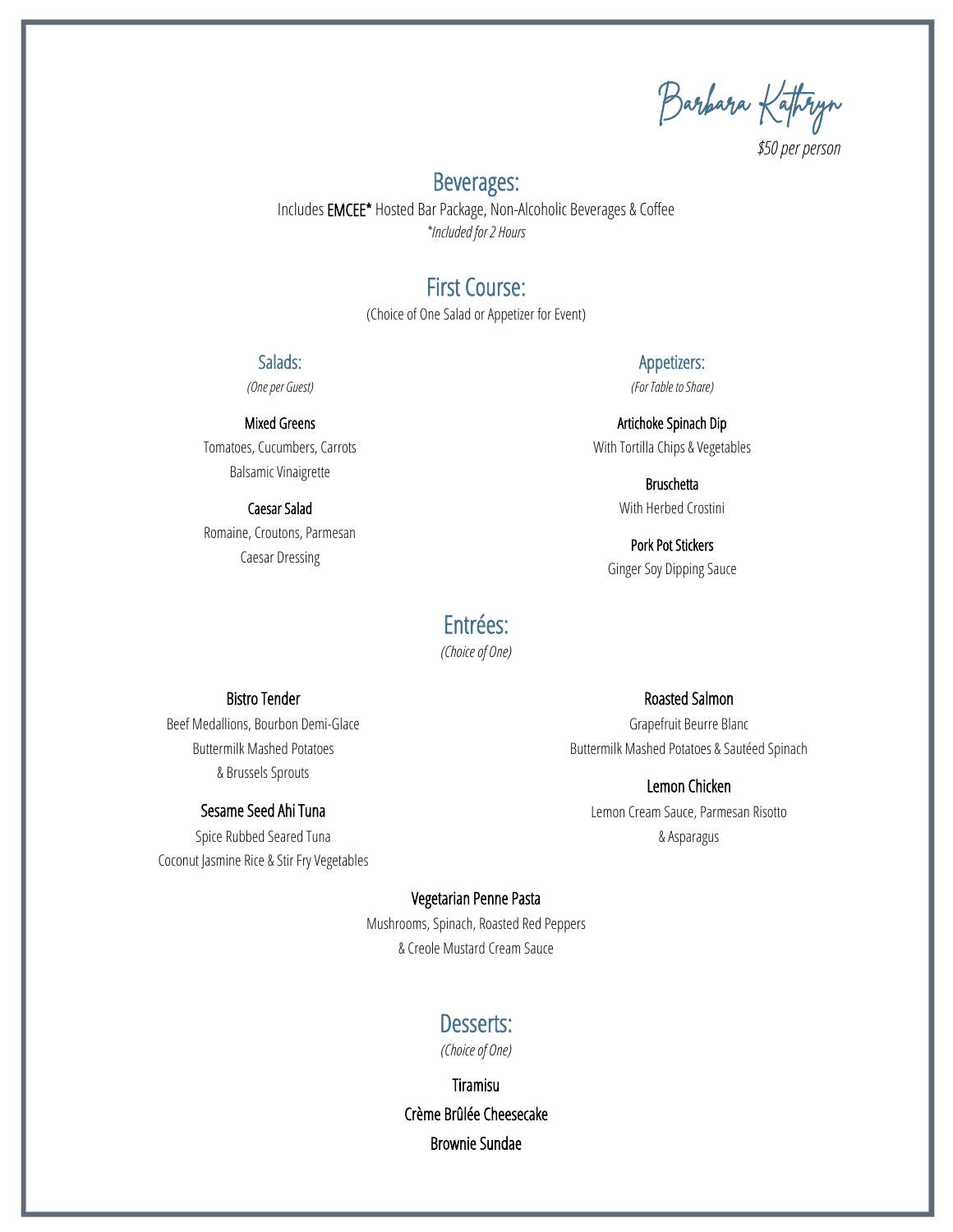# Barbara Kathryn

*$50 per person*

## Beverages:

Includes **EMCEE*** Hosted Bar Package, Non-Alcoholic Beverages & Coffee

**Included for 2 Hours*

## First Course:

(Choice of One Salad or Appetizer for Event)

### Salads:

*(One per Guest)*

**Mixed Greens**
Tomatoes, Cucumbers, Carrots
Balsamic Vinaigrette

**Caesar Salad**
Romaine, Croutons, Parmesan
Caesar Dressing

### Appetizers:

*(For Table to Share)*

**Artichoke Spinach Dip**
With Tortilla Chips & Vegetables

**Bruschetta**
With Herbed Crostini

**Pork Pot Stickers**
Ginger Soy Dipping Sauce

## Entrées:

*(Choice of One)*

**Bistro Tender**
Beef Medallions, Bourbon Demi-Glace
Buttermilk Mashed Potatoes
& Brussels Sprouts

**Sesame Seed Ahi Tuna**
Spice Rubbed Seared Tuna
Coconut Jasmine Rice & Stir Fry Vegetables

**Roasted Salmon**
Grapefruit Beurre Blanc
Buttermilk Mashed Potatoes & Sautéed Spinach

**Lemon Chicken**
Lemon Cream Sauce, Parmesan Risotto
& Asparagus

**Vegetarian Penne Pasta**
Mushrooms, Spinach, Roasted Red Peppers
& Creole Mustard Cream Sauce

## Desserts:

*(Choice of One)*

**Tiramisu**

**Crème Brûlée Cheesecake**

**Brownie Sundae**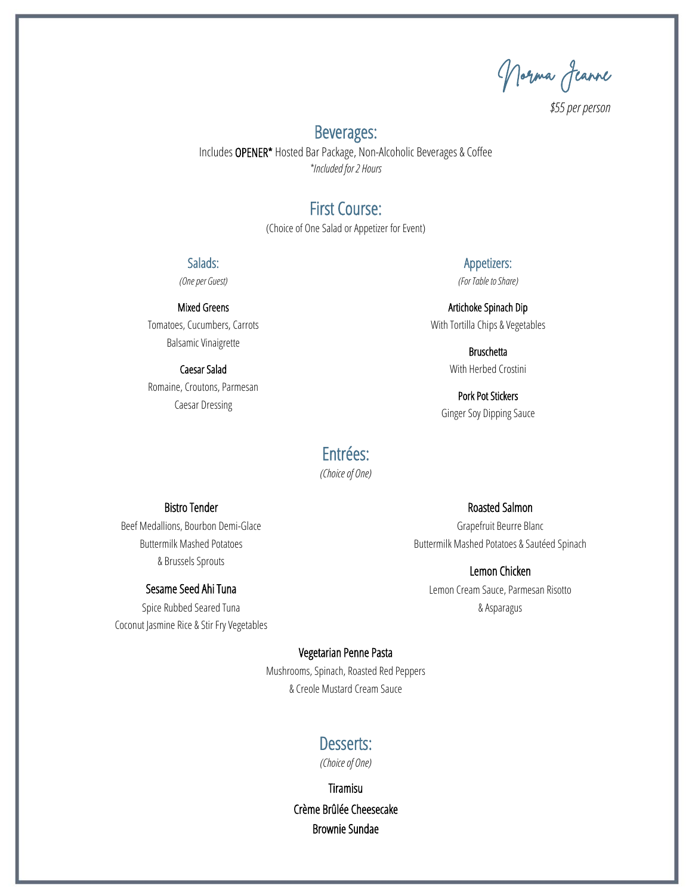# Norma Jeanne

*$55 per person*

## Beverages:

Includes **OPENER*** Hosted Bar Package, Non-Alcoholic Beverages & Coffee

*\*Included for 2 Hours*

## First Course:

(Choice of One Salad or Appetizer for Event)

### Salads:

*(One per Guest)*

**Mixed Greens**
Tomatoes, Cucumbers, Carrots
Balsamic Vinaigrette

**Caesar Salad**
Romaine, Croutons, Parmesan
Caesar Dressing

### Appetizers:

*(For Table to Share)*

**Artichoke Spinach Dip**
With Tortilla Chips & Vegetables

**Bruschetta**
With Herbed Crostini

**Pork Pot Stickers**
Ginger Soy Dipping Sauce

## Entrées:

*(Choice of One)*

**Bistro Tender**
Beef Medallions, Bourbon Demi-Glace
Buttermilk Mashed Potatoes
& Brussels Sprouts

**Sesame Seed Ahi Tuna**
Spice Rubbed Seared Tuna
Coconut Jasmine Rice & Stir Fry Vegetables

**Roasted Salmon**
Grapefruit Beurre Blanc
Buttermilk Mashed Potatoes & Sautéed Spinach

**Lemon Chicken**
Lemon Cream Sauce, Parmesan Risotto
& Asparagus

**Vegetarian Penne Pasta**
Mushrooms, Spinach, Roasted Red Peppers
& Creole Mustard Cream Sauce

## Desserts:

*(Choice of One)*

**Tiramisu**

**Crème Brûlée Cheesecake**

**Brownie Sundae**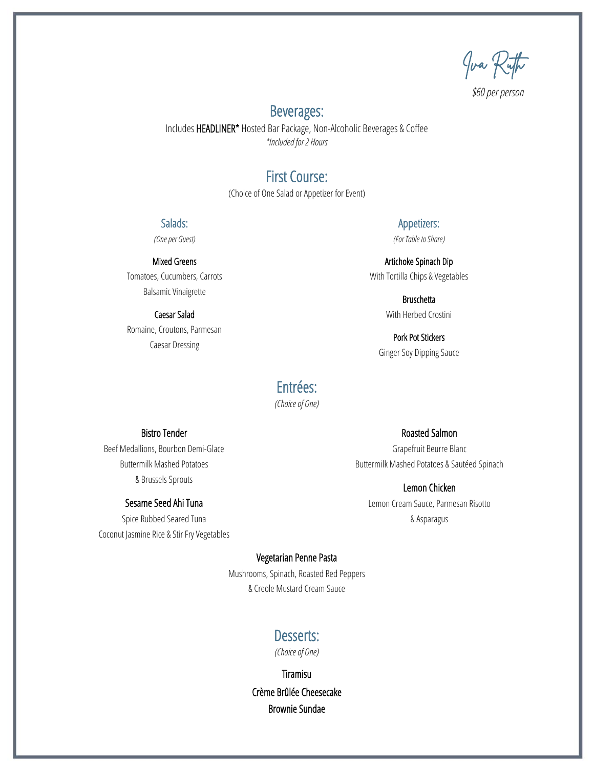# Iva Ruth

*$60 per person*

## Beverages:

Includes **HEADLINER*** Hosted Bar Package, Non-Alcoholic Beverages & Coffee

**Included for 2 Hours*

## First Course:

(Choice of One Salad or Appetizer for Event)

### Salads:

*(One per Guest)*

**Mixed Greens**
Tomatoes, Cucumbers, Carrots
Balsamic Vinaigrette

**Caesar Salad**
Romaine, Croutons, Parmesan
Caesar Dressing

### Appetizers:

*(For Table to Share)*

**Artichoke Spinach Dip**
With Tortilla Chips & Vegetables

**Bruschetta**
With Herbed Crostini

**Pork Pot Stickers**
Ginger Soy Dipping Sauce

## Entrées:

*(Choice of One)*

**Bistro Tender**
Beef Medallions, Bourbon Demi-Glace
Buttermilk Mashed Potatoes
& Brussels Sprouts

**Sesame Seed Ahi Tuna**
Spice Rubbed Seared Tuna
Coconut Jasmine Rice & Stir Fry Vegetables

**Roasted Salmon**
Grapefruit Beurre Blanc
Buttermilk Mashed Potatoes & Sautéed Spinach

**Lemon Chicken**
Lemon Cream Sauce, Parmesan Risotto
& Asparagus

**Vegetarian Penne Pasta**
Mushrooms, Spinach, Roasted Red Peppers
& Creole Mustard Cream Sauce

## Desserts:

*(Choice of One)*

**Tiramisu**

**Crème Brûlée Cheesecake**

**Brownie Sundae**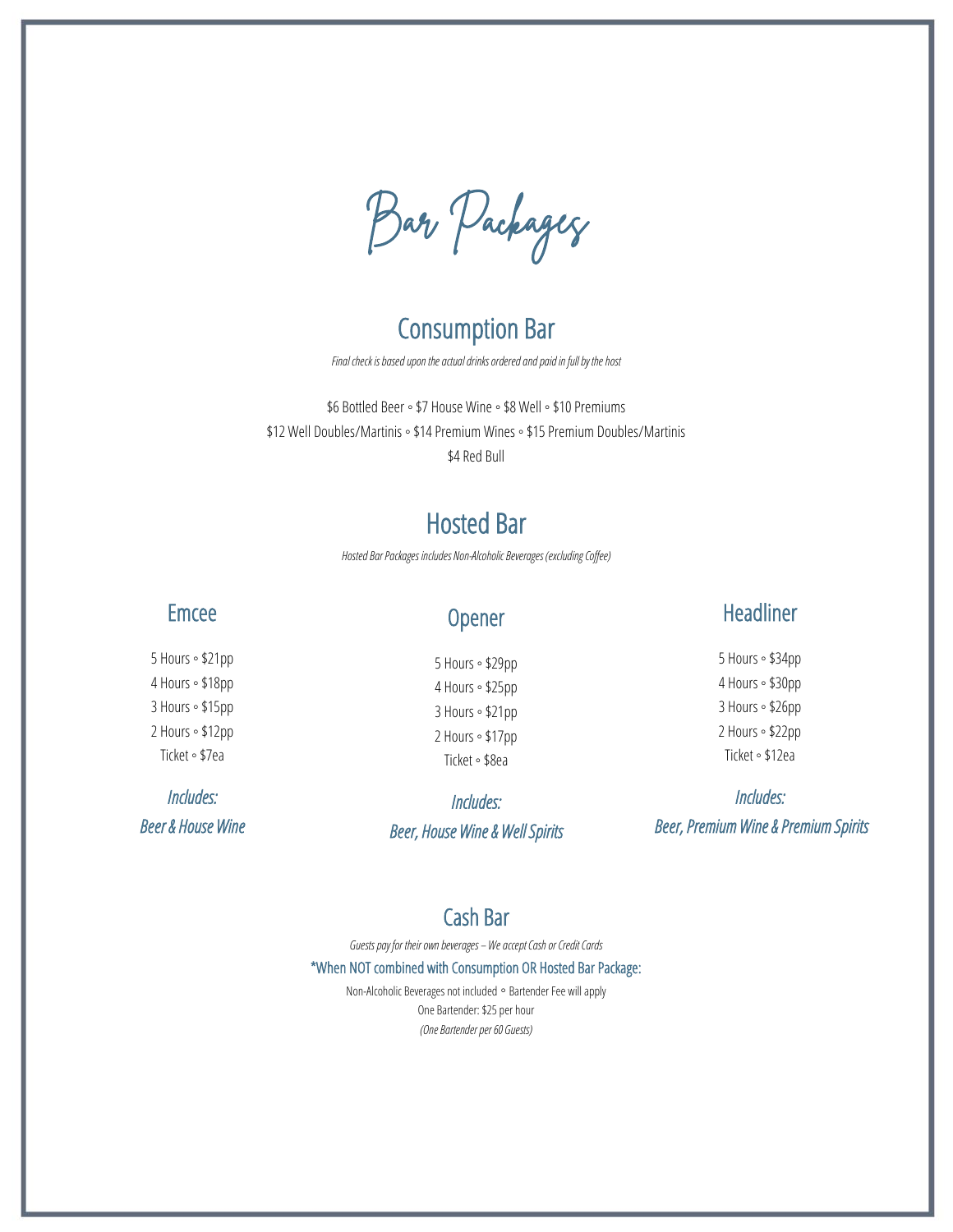# Bar Packages

## Consumption Bar

*Final check is based upon the actual drinks ordered and paid in full by the host*

$6 Bottled Beer ◦ $7 House Wine ◦ $8 Well ◦ $10 Premiums
$12 Well Doubles/Martinis ◦ $14 Premium Wines ◦ $15 Premium Doubles/Martinis
$4 Red Bull

## Hosted Bar

*Hosted Bar Packages includes Non-Alcoholic Beverages (excluding Coffee)*

### Emcee

5 Hours ◦ $21pp
4 Hours ◦ $18pp
3 Hours ◦ $15pp
2 Hours ◦ $12pp
Ticket ◦ $7ea

*Includes:*
*Beer & House Wine*

### Opener

5 Hours ◦ $29pp
4 Hours ◦ $25pp
3 Hours ◦ $21pp
2 Hours ◦ $17pp
Ticket ◦ $8ea

*Includes:*
*Beer, House Wine & Well Spirits*

### Headliner

5 Hours ◦ $34pp
4 Hours ◦ $30pp
3 Hours ◦ $26pp
2 Hours ◦ $22pp
Ticket ◦ $12ea

*Includes:*
*Beer, Premium Wine & Premium Spirits*

## Cash Bar

*Guests pay for their own beverages – We accept Cash or Credit Cards*

*When NOT combined with Consumption OR Hosted Bar Package:

Non-Alcoholic Beverages not included ◦ Bartender Fee will apply
One Bartender: $25 per hour
*(One Bartender per 60 Guests)*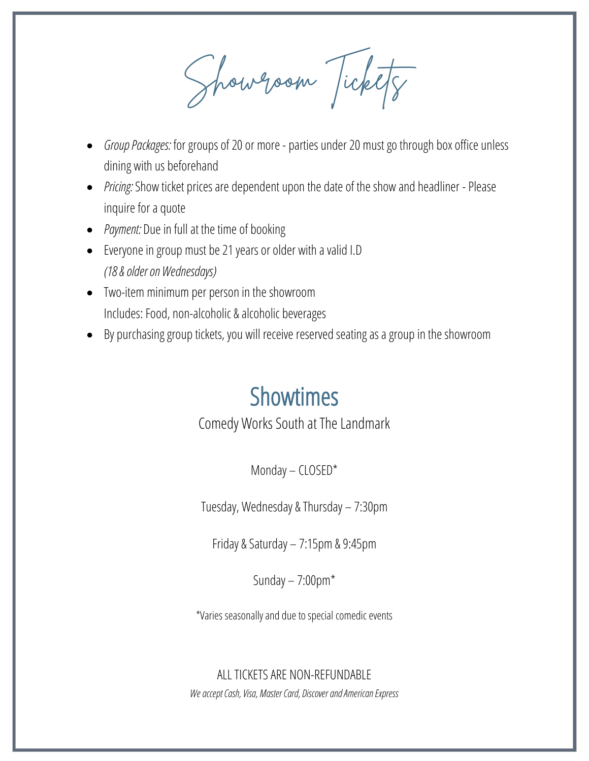# Showroom Tickets

- *Group Packages:* for groups of 20 or more - parties under 20 must go through box office unless dining with us beforehand
- *Pricing:* Show ticket prices are dependent upon the date of the show and headliner - Please inquire for a quote
- *Payment:* Due in full at the time of booking
- Everyone in group must be 21 years or older with a valid I.D
  *(18 & older on Wednesdays)*
- Two-item minimum per person in the showroom
  Includes: Food, non-alcoholic & alcoholic beverages
- By purchasing group tickets, you will receive reserved seating as a group in the showroom

## Showtimes

Comedy Works South at The Landmark

Monday – CLOSED*

Tuesday, Wednesday & Thursday – 7:30pm

Friday & Saturday – 7:15pm & 9:45pm

Sunday – 7:00pm*

*Varies seasonally and due to special comedic events

ALL TICKETS ARE NON-REFUNDABLE

*We accept Cash, Visa, Master Card, Discover and American Express*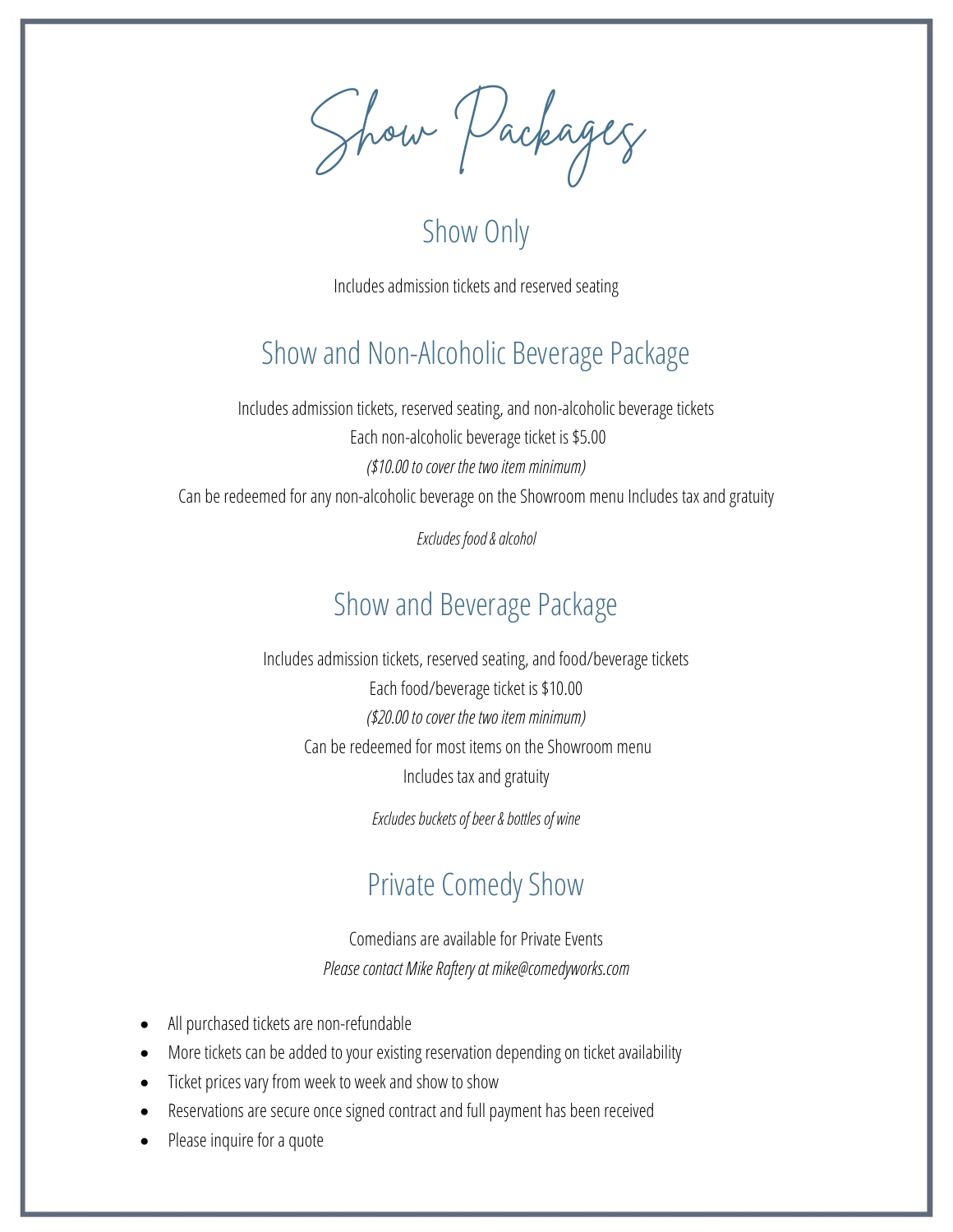# Show Packages

## Show Only

Includes admission tickets and reserved seating

## Show and Non-Alcoholic Beverage Package

Includes admission tickets, reserved seating, and non-alcoholic beverage tickets

Each non-alcoholic beverage ticket is $5.00

*($10.00 to cover the two item minimum)*

Can be redeemed for any non-alcoholic beverage on the Showroom menu Includes tax and gratuity

*Excludes food & alcohol*

## Show and Beverage Package

Includes admission tickets, reserved seating, and food/beverage tickets

Each food/beverage ticket is $10.00

*($20.00 to cover the two item minimum)*

Can be redeemed for most items on the Showroom menu

Includes tax and gratuity

*Excludes buckets of beer & bottles of wine*

## Private Comedy Show

Comedians are available for Private Events

*Please contact Mike Raftery at mike@comedyworks.com*

- All purchased tickets are non-refundable
- More tickets can be added to your existing reservation depending on ticket availability
- Ticket prices vary from week to week and show to show
- Reservations are secure once signed contract and full payment has been received
- Please inquire for a quote